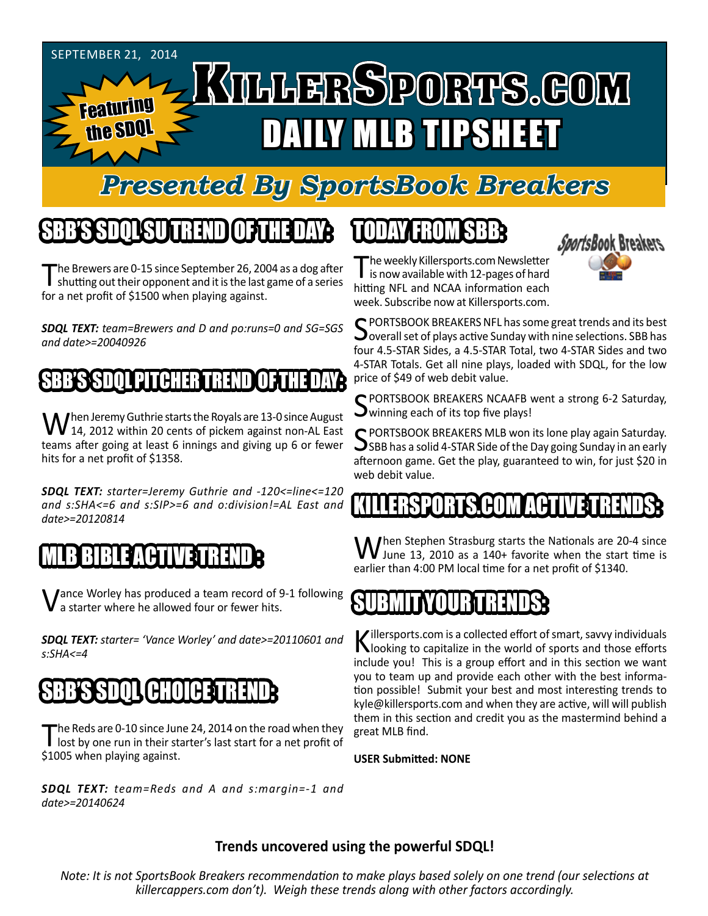SEPTEMBER 21, 2014

Featuring the SDQL

# KILLERSPORTS.COM DAILY MLB TIPSHEET

## Presented By SportsBook Breakers

## SBB'S SDQL SU TREND OF THE DAY:

The Brewers are 0-15 since September 26, 2004 as a dog after shutting out their opponent and it is the last game of a series for a net profit of $1500 when playing against.

***SDQL TEXT:*** *team=Brewers and D and po:runs=0 and SG=SGS and date>=20040926*

## SBB'S SDQL PITCHER TREND OF THE DAY:

When Jeremy Guthrie starts the Royals are 13-0 since August 14, 2012 within 20 cents of pickem against non-AL East teams after going at least 6 innings and giving up 6 or fewer hits for a net profit of $1358.

***SDQL TEXT:*** *starter=Jeremy Guthrie and -120<=line<=120 and s:SHA<=6 and s:SIP>=6 and o:division!=AL East and date>=20120814*

## MLB BIBLE ACTIVE TREND :

Vance Worley has produced a team record of 9-1 following a starter where he allowed four or fewer hits.

***SDQL TEXT:*** *starter= 'Vance Worley' and date>=20110601 and s:SHA<=4*

## SBB'S SDQL CHOICE TREND:

The Reds are 0-10 since June 24, 2014 on the road when they lost by one run in their starter's last start for a net profit of $1005 when playing against.

***SDQL TEXT:*** *team=Reds and A and s:margin=-1 and date>=20140624*

## TODAY FROM SBB:

The weekly Killersports.com Newsletter is now available with 12-pages of hard hitting NFL and NCAA information each week. Subscribe now at Killersports.com.

SPORTSBOOK BREAKERS NFL has some great trends and its best overall set of plays active Sunday with nine selections. SBB has four 4.5-STAR Sides, a 4.5-STAR Total, two 4-STAR Sides and two 4-STAR Totals. Get all nine plays, loaded with SDQL, for the low price of $49 of web debit value.

SPORTSBOOK BREAKERS NCAAFB went a strong 6-2 Saturday, winning each of its top five plays!

SPORTSBOOK BREAKERS MLB won its lone play again Saturday. SBB has a solid 4-STAR Side of the Day going Sunday in an early afternoon game. Get the play, guaranteed to win, for just $20 in web debit value.

## KILLERSPORTS.COM ACTIVE TRENDS:

When Stephen Strasburg starts the Nationals are 20-4 since June 13, 2010 as a 140+ favorite when the start time is earlier than 4:00 PM local time for a net profit of $1340.

## SUBMIT YOUR TRENDS:

Killersports.com is a collected effort of smart, savvy individuals looking to capitalize in the world of sports and those efforts include you! This is a group effort and in this section we want you to team up and provide each other with the best information possible! Submit your best and most interesting trends to kyle@killersports.com and when they are active, will will publish them in this section and credit you as the mastermind behind a great MLB find.

**USER Submitted: NONE**

**Trends uncovered using the powerful SDQL!**

*Note: It is not SportsBook Breakers recommendation to make plays based solely on one trend (our selections at killercappers.com don't). Weigh these trends along with other factors accordingly.*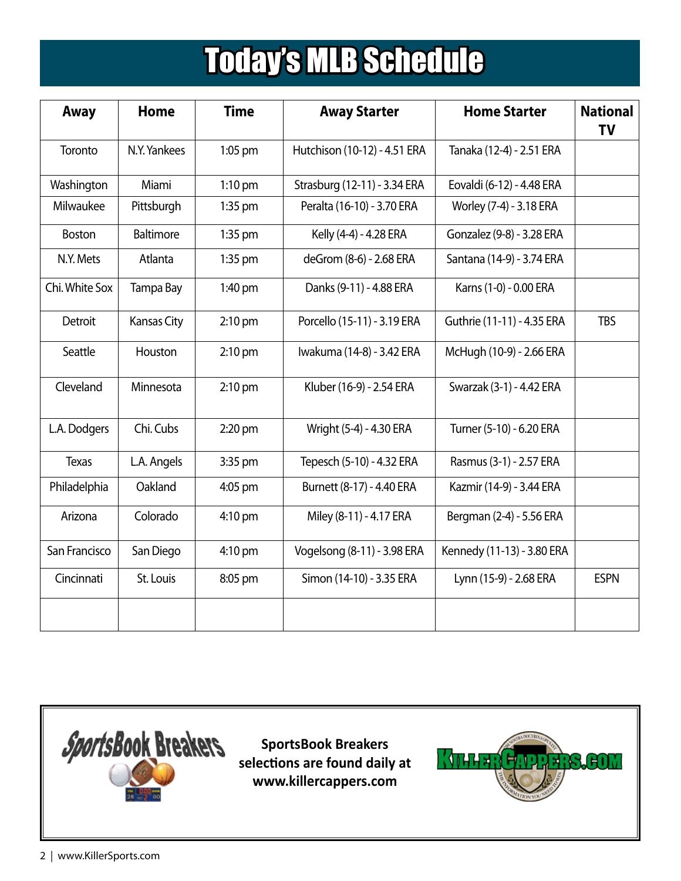# Today's MLB Schedule

| Away | Home | Time | Away Starter | Home Starter | National TV |
|---|---|---|---|---|---|
| Toronto | N.Y. Yankees | 1:05 pm | Hutchison (10-12) - 4.51 ERA | Tanaka (12-4) - 2.51 ERA | |
| Washington | Miami | 1:10 pm | Strasburg (12-11) - 3.34 ERA | Eovaldi (6-12) - 4.48 ERA | |
| Milwaukee | Pittsburgh | 1:35 pm | Peralta (16-10) - 3.70 ERA | Worley (7-4) - 3.18 ERA | |
| Boston | Baltimore | 1:35 pm | Kelly (4-4) - 4.28 ERA | Gonzalez (9-8) - 3.28 ERA | |
| N.Y. Mets | Atlanta | 1:35 pm | deGrom (8-6) - 2.68 ERA | Santana (14-9) - 3.74 ERA | |
| Chi. White Sox | Tampa Bay | 1:40 pm | Danks (9-11) - 4.88 ERA | Karns (1-0) - 0.00 ERA | |
| Detroit | Kansas City | 2:10 pm | Porcello (15-11) - 3.19 ERA | Guthrie (11-11) - 4.35 ERA | TBS |
| Seattle | Houston | 2:10 pm | Iwakuma (14-8) - 3.42 ERA | McHugh (10-9) - 2.66 ERA | |
| Cleveland | Minnesota | 2:10 pm | Kluber (16-9) - 2.54 ERA | Swarzak (3-1) - 4.42 ERA | |
| L.A. Dodgers | Chi. Cubs | 2:20 pm | Wright (5-4) - 4.30 ERA | Turner (5-10) - 6.20 ERA | |
| Texas | L.A. Angels | 3:35 pm | Tepesch (5-10) - 4.32 ERA | Rasmus (3-1) - 2.57 ERA | |
| Philadelphia | Oakland | 4:05 pm | Burnett (8-17) - 4.40 ERA | Kazmir (14-9) - 3.44 ERA | |
| Arizona | Colorado | 4:10 pm | Miley (8-11) - 4.17 ERA | Bergman (2-4) - 5.56 ERA | |
| San Francisco | San Diego | 4:10 pm | Vogelsong (8-11) - 3.98 ERA | Kennedy (11-13) - 3.80 ERA | |
| Cincinnati | St. Louis | 8:05 pm | Simon (14-10) - 3.35 ERA | Lynn (15-9) - 2.68 ERA | ESPN |
| | | | | | |

SportsBook Breakers

**SportsBook Breakers selections are found daily at www.killercappers.com**

KILLERCAPPERS.COM